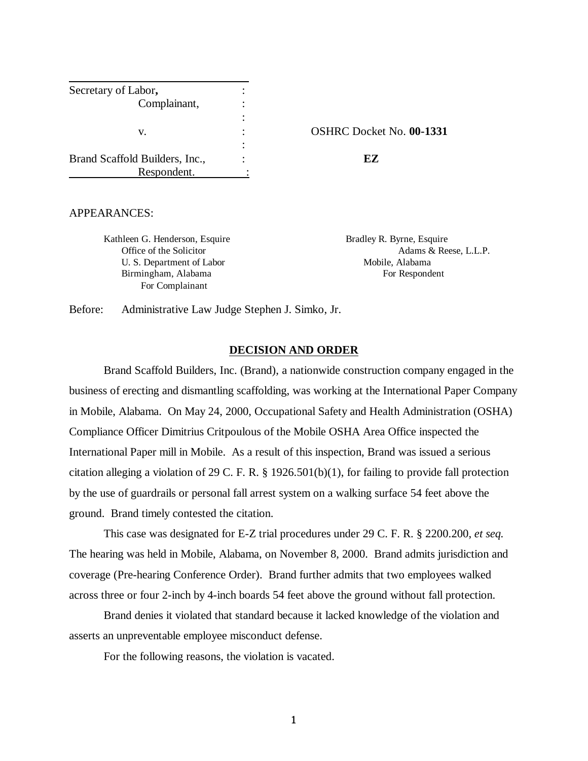| | | |
|---|---|---|
| Secretary of Labor, | : | |
| Complainant, | : | |
| | : | |
| v. | : | OSHRC Docket No. **00-1331** |
| | : | |
| Brand Scaffold Builders, Inc., | : | **EZ** |
| Respondent. | : | |

APPEARANCES:

Kathleen G. Henderson, Esquire
Office of the Solicitor
U. S. Department of Labor
Birmingham, Alabama
For Complainant

Bradley R. Byrne, Esquire
Adams & Reese, L.L.P.
Mobile, Alabama
For Respondent

Before: Administrative Law Judge Stephen J. Simko, Jr.

## DECISION AND ORDER

Brand Scaffold Builders, Inc. (Brand), a nationwide construction company engaged in the business of erecting and dismantling scaffolding, was working at the International Paper Company in Mobile, Alabama. On May 24, 2000, Occupational Safety and Health Administration (OSHA) Compliance Officer Dimitrius Critpoulous of the Mobile OSHA Area Office inspected the International Paper mill in Mobile. As a result of this inspection, Brand was issued a serious citation alleging a violation of 29 C. F. R. § 1926.501(b)(1), for failing to provide fall protection by the use of guardrails or personal fall arrest system on a walking surface 54 feet above the ground. Brand timely contested the citation.

This case was designated for E-Z trial procedures under 29 C. F. R. § 2200.200, *et seq.* The hearing was held in Mobile, Alabama, on November 8, 2000. Brand admits jurisdiction and coverage (Pre-hearing Conference Order). Brand further admits that two employees walked across three or four 2-inch by 4-inch boards 54 feet above the ground without fall protection.

Brand denies it violated that standard because it lacked knowledge of the violation and asserts an unpreventable employee misconduct defense.

For the following reasons, the violation is vacated.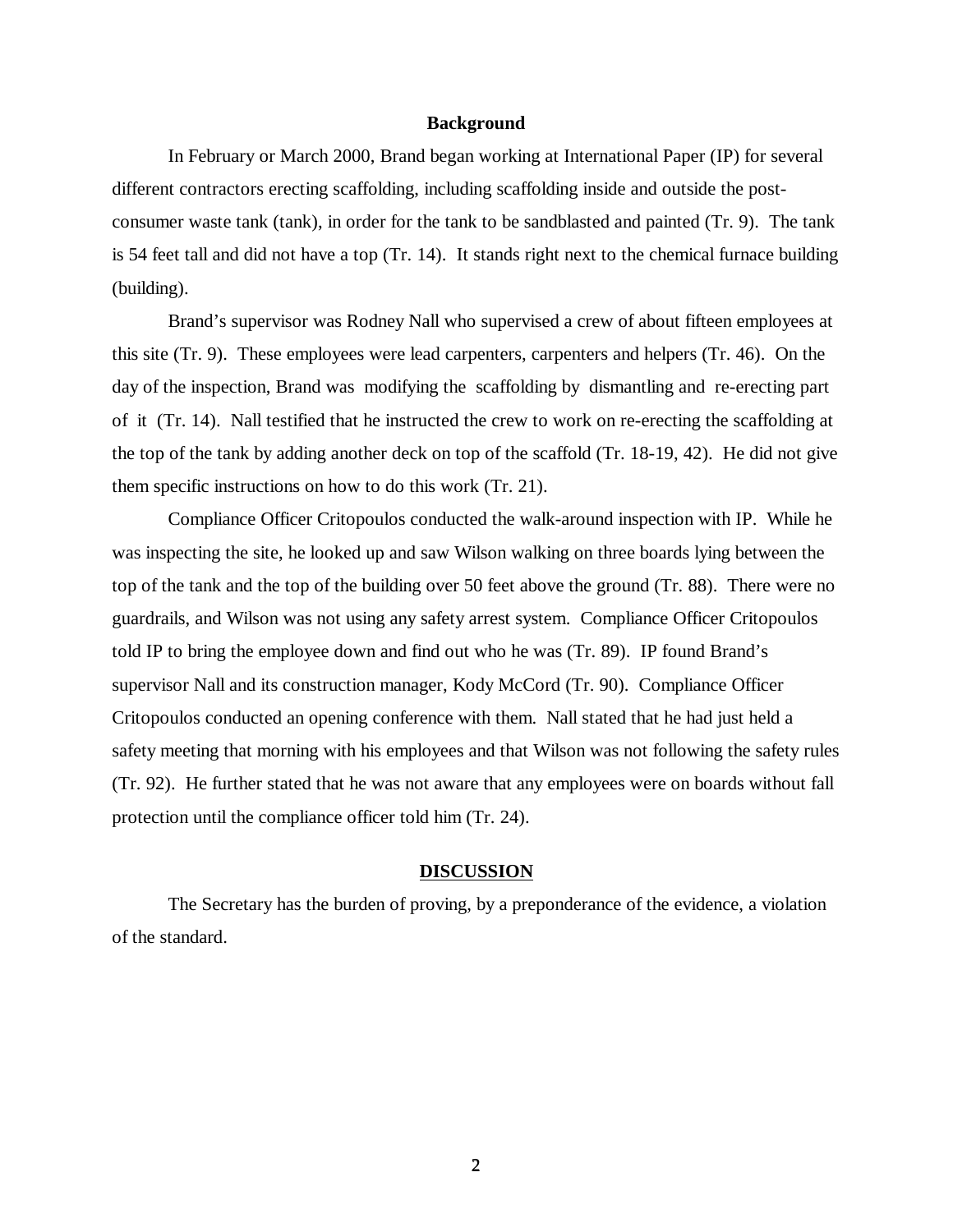## Background

In February or March 2000, Brand began working at International Paper (IP) for several different contractors erecting scaffolding, including scaffolding inside and outside the post-consumer waste tank (tank), in order for the tank to be sandblasted and painted (Tr. 9). The tank is 54 feet tall and did not have a top (Tr. 14). It stands right next to the chemical furnace building (building).

Brand's supervisor was Rodney Nall who supervised a crew of about fifteen employees at this site (Tr. 9). These employees were lead carpenters, carpenters and helpers (Tr. 46). On the day of the inspection, Brand was modifying the scaffolding by dismantling and re-erecting part of it (Tr. 14). Nall testified that he instructed the crew to work on re-erecting the scaffolding at the top of the tank by adding another deck on top of the scaffold (Tr. 18-19, 42). He did not give them specific instructions on how to do this work (Tr. 21).

Compliance Officer Critopoulos conducted the walk-around inspection with IP. While he was inspecting the site, he looked up and saw Wilson walking on three boards lying between the top of the tank and the top of the building over 50 feet above the ground (Tr. 88). There were no guardrails, and Wilson was not using any safety arrest system. Compliance Officer Critopoulos told IP to bring the employee down and find out who he was (Tr. 89). IP found Brand's supervisor Nall and its construction manager, Kody McCord (Tr. 90). Compliance Officer Critopoulos conducted an opening conference with them. Nall stated that he had just held a safety meeting that morning with his employees and that Wilson was not following the safety rules (Tr. 92). He further stated that he was not aware that any employees were on boards without fall protection until the compliance officer told him (Tr. 24).

## DISCUSSION

The Secretary has the burden of proving, by a preponderance of the evidence, a violation of the standard.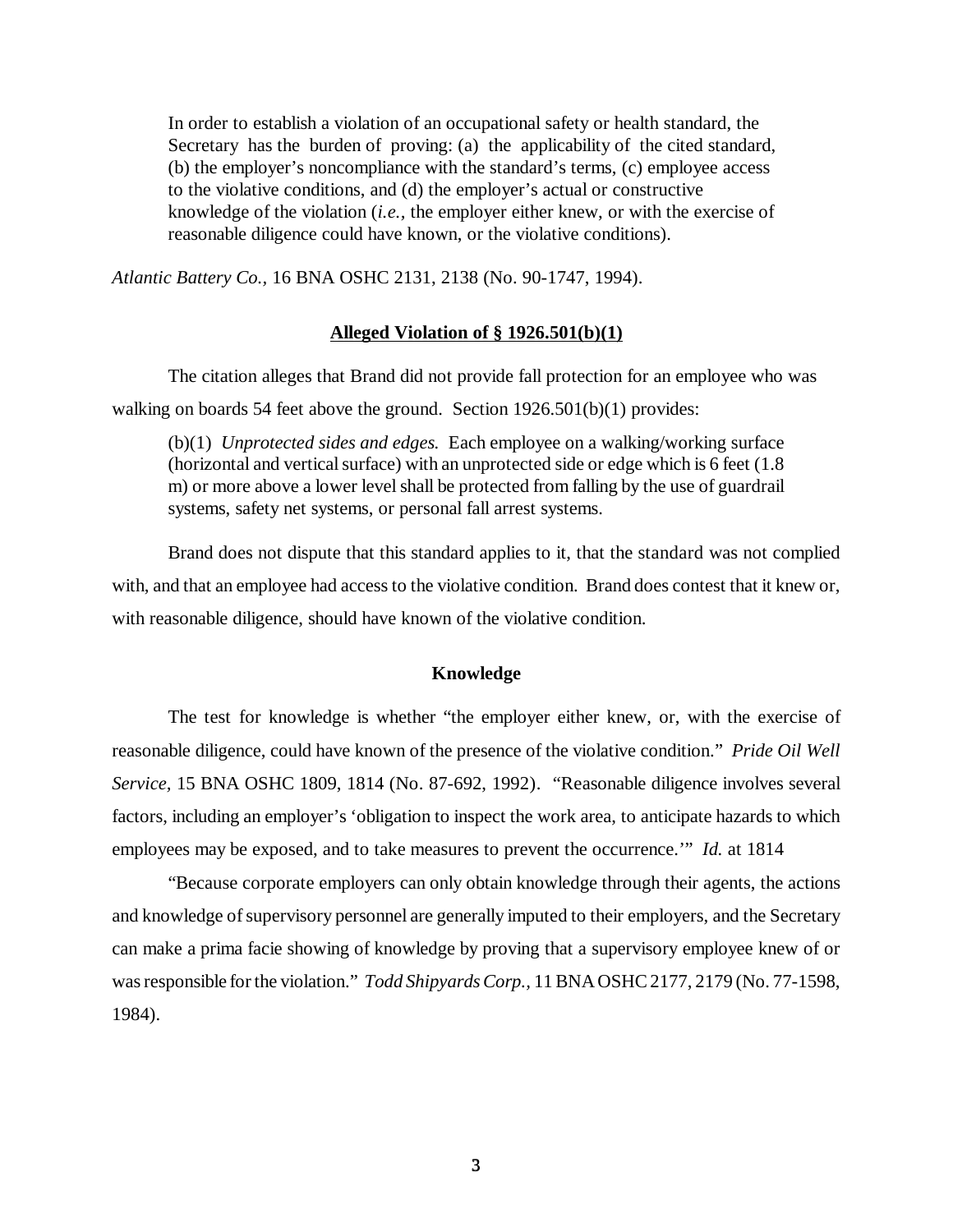> In order to establish a violation of an occupational safety or health standard, the Secretary has the burden of proving: (a) the applicability of the cited standard, (b) the employer's noncompliance with the standard's terms, (c) employee access to the violative conditions, and (d) the employer's actual or constructive knowledge of the violation (*i.e.*, the employer either knew, or with the exercise of reasonable diligence could have known, or the violative conditions).

*Atlantic Battery Co.*, 16 BNA OSHC 2131, 2138 (No. 90-1747, 1994).

**<u>Alleged Violation of § 1926.501(b)(1)</u>**

The citation alleges that Brand did not provide fall protection for an employee who was walking on boards 54 feet above the ground. Section 1926.501(b)(1) provides:

> (b)(1) *Unprotected sides and edges.* Each employee on a walking/working surface (horizontal and vertical surface) with an unprotected side or edge which is 6 feet (1.8 m) or more above a lower level shall be protected from falling by the use of guardrail systems, safety net systems, or personal fall arrest systems.

Brand does not dispute that this standard applies to it, that the standard was not complied with, and that an employee had access to the violative condition. Brand does contest that it knew or, with reasonable diligence, should have known of the violative condition.

**Knowledge**

The test for knowledge is whether "the employer either knew, or, with the exercise of reasonable diligence, could have known of the presence of the violative condition." *Pride Oil Well Service*, 15 BNA OSHC 1809, 1814 (No. 87-692, 1992). "Reasonable diligence involves several factors, including an employer's 'obligation to inspect the work area, to anticipate hazards to which employees may be exposed, and to take measures to prevent the occurrence.'" *Id.* at 1814

"Because corporate employers can only obtain knowledge through their agents, the actions and knowledge of supervisory personnel are generally imputed to their employers, and the Secretary can make a prima facie showing of knowledge by proving that a supervisory employee knew of or was responsible for the violation." *Todd Shipyards Corp.*, 11 BNA OSHC 2177, 2179 (No. 77-1598, 1984).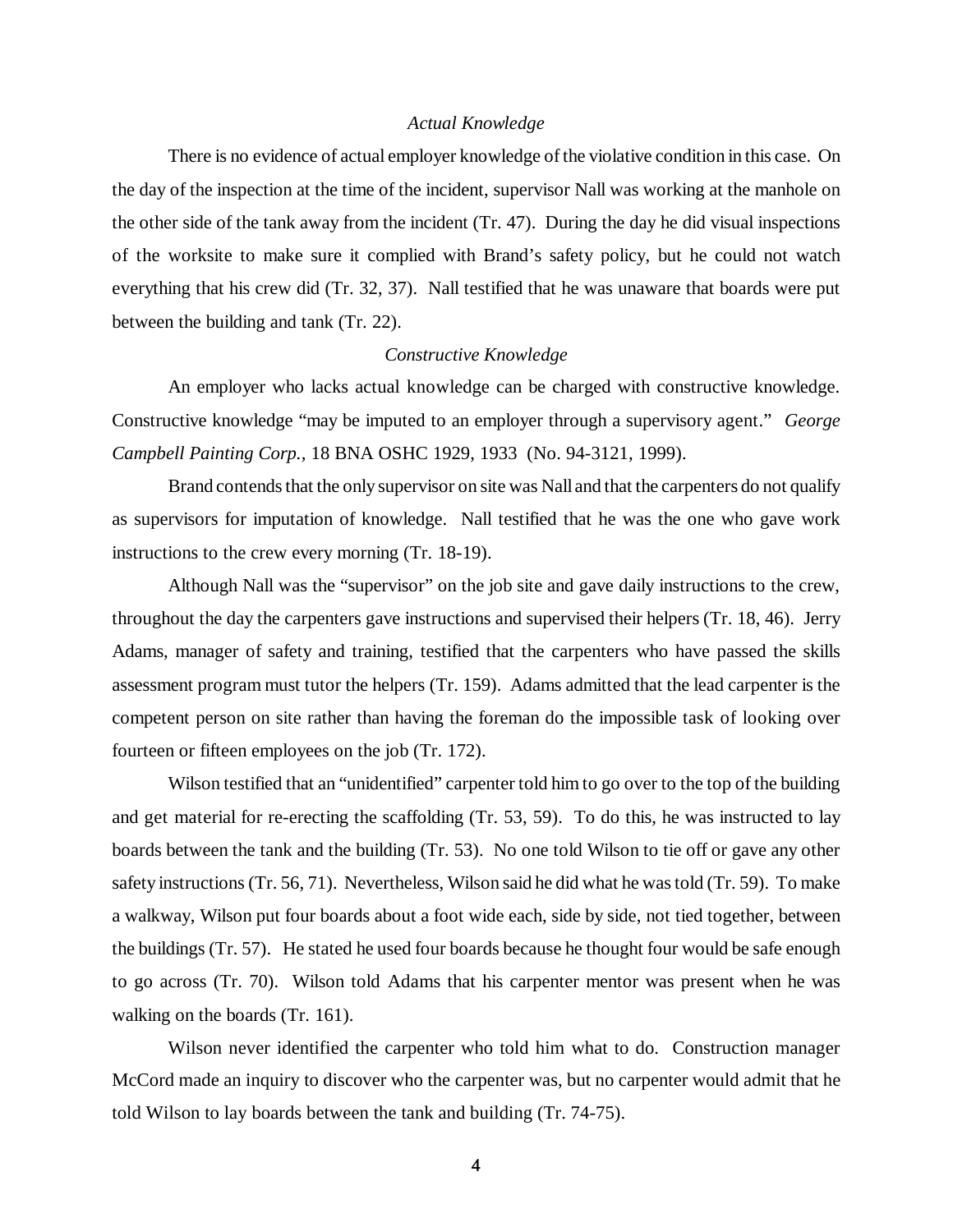*Actual Knowledge*

There is no evidence of actual employer knowledge of the violative condition in this case. On the day of the inspection at the time of the incident, supervisor Nall was working at the manhole on the other side of the tank away from the incident (Tr. 47). During the day he did visual inspections of the worksite to make sure it complied with Brand's safety policy, but he could not watch everything that his crew did (Tr. 32, 37). Nall testified that he was unaware that boards were put between the building and tank (Tr. 22).

*Constructive Knowledge*

An employer who lacks actual knowledge can be charged with constructive knowledge. Constructive knowledge "may be imputed to an employer through a supervisory agent." *George Campbell Painting Corp.,* 18 BNA OSHC 1929, 1933 (No. 94-3121, 1999).

Brand contends that the only supervisor on site was Nall and that the carpenters do not qualify as supervisors for imputation of knowledge. Nall testified that he was the one who gave work instructions to the crew every morning (Tr. 18-19).

Although Nall was the "supervisor" on the job site and gave daily instructions to the crew, throughout the day the carpenters gave instructions and supervised their helpers (Tr. 18, 46). Jerry Adams, manager of safety and training, testified that the carpenters who have passed the skills assessment program must tutor the helpers (Tr. 159). Adams admitted that the lead carpenter is the competent person on site rather than having the foreman do the impossible task of looking over fourteen or fifteen employees on the job (Tr. 172).

Wilson testified that an "unidentified" carpenter told him to go over to the top of the building and get material for re-erecting the scaffolding (Tr. 53, 59). To do this, he was instructed to lay boards between the tank and the building (Tr. 53). No one told Wilson to tie off or gave any other safety instructions (Tr. 56, 71). Nevertheless, Wilson said he did what he was told (Tr. 59). To make a walkway, Wilson put four boards about a foot wide each, side by side, not tied together, between the buildings (Tr. 57). He stated he used four boards because he thought four would be safe enough to go across (Tr. 70). Wilson told Adams that his carpenter mentor was present when he was walking on the boards (Tr. 161).

Wilson never identified the carpenter who told him what to do. Construction manager McCord made an inquiry to discover who the carpenter was, but no carpenter would admit that he told Wilson to lay boards between the tank and building (Tr. 74-75).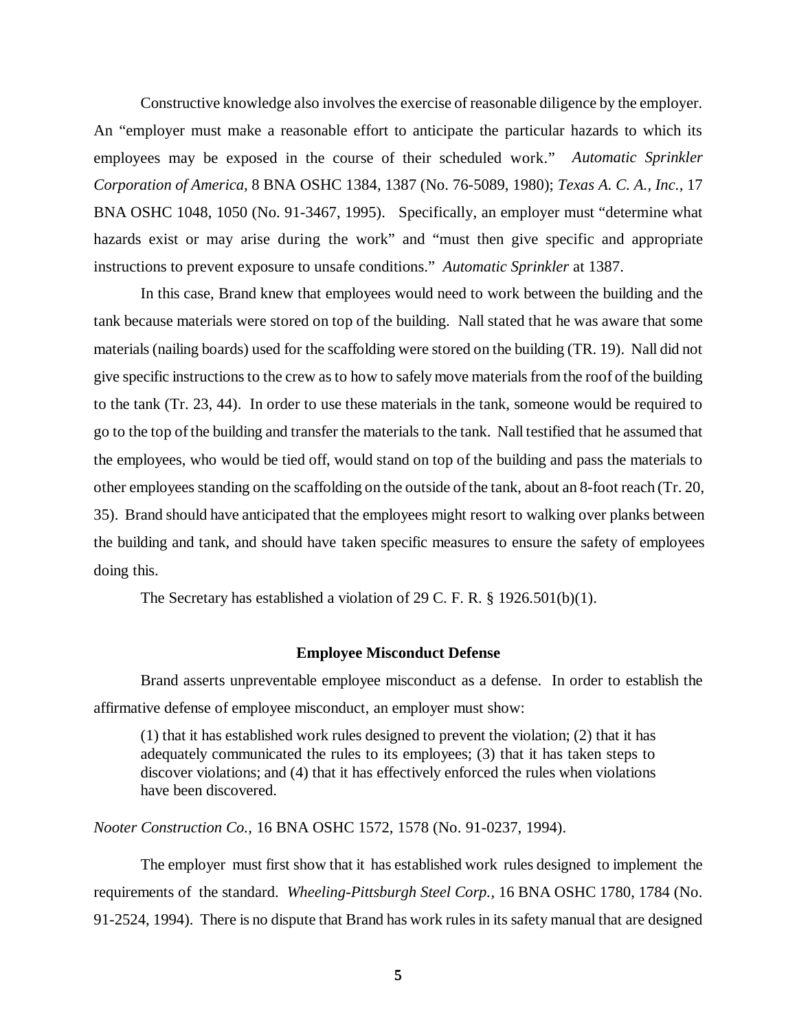Constructive knowledge also involves the exercise of reasonable diligence by the employer. An "employer must make a reasonable effort to anticipate the particular hazards to which its employees may be exposed in the course of their scheduled work." *Automatic Sprinkler Corporation of America,* 8 BNA OSHC 1384, 1387 (No. 76-5089, 1980); *Texas A. C. A., Inc.,* 17 BNA OSHC 1048, 1050 (No. 91-3467, 1995). Specifically, an employer must "determine what hazards exist or may arise during the work" and "must then give specific and appropriate instructions to prevent exposure to unsafe conditions." *Automatic Sprinkler* at 1387.

In this case, Brand knew that employees would need to work between the building and the tank because materials were stored on top of the building. Nall stated that he was aware that some materials (nailing boards) used for the scaffolding were stored on the building (TR. 19). Nall did not give specific instructions to the crew as to how to safely move materials from the roof of the building to the tank (Tr. 23, 44). In order to use these materials in the tank, someone would be required to go to the top of the building and transfer the materials to the tank. Nall testified that he assumed that the employees, who would be tied off, would stand on top of the building and pass the materials to other employees standing on the scaffolding on the outside of the tank, about an 8-foot reach (Tr. 20, 35). Brand should have anticipated that the employees might resort to walking over planks between the building and tank, and should have taken specific measures to ensure the safety of employees doing this.

The Secretary has established a violation of 29 C. F. R. § 1926.501(b)(1).

### Employee Misconduct Defense

Brand asserts unpreventable employee misconduct as a defense. In order to establish the affirmative defense of employee misconduct, an employer must show:

> (1) that it has established work rules designed to prevent the violation; (2) that it has adequately communicated the rules to its employees; (3) that it has taken steps to discover violations; and (4) that it has effectively enforced the rules when violations have been discovered.

*Nooter Construction Co.,* 16 BNA OSHC 1572, 1578 (No. 91-0237, 1994).

The employer must first show that it has established work rules designed to implement the requirements of the standard. *Wheeling-Pittsburgh Steel Corp.,* 16 BNA OSHC 1780, 1784 (No. 91-2524, 1994). There is no dispute that Brand has work rules in its safety manual that are designed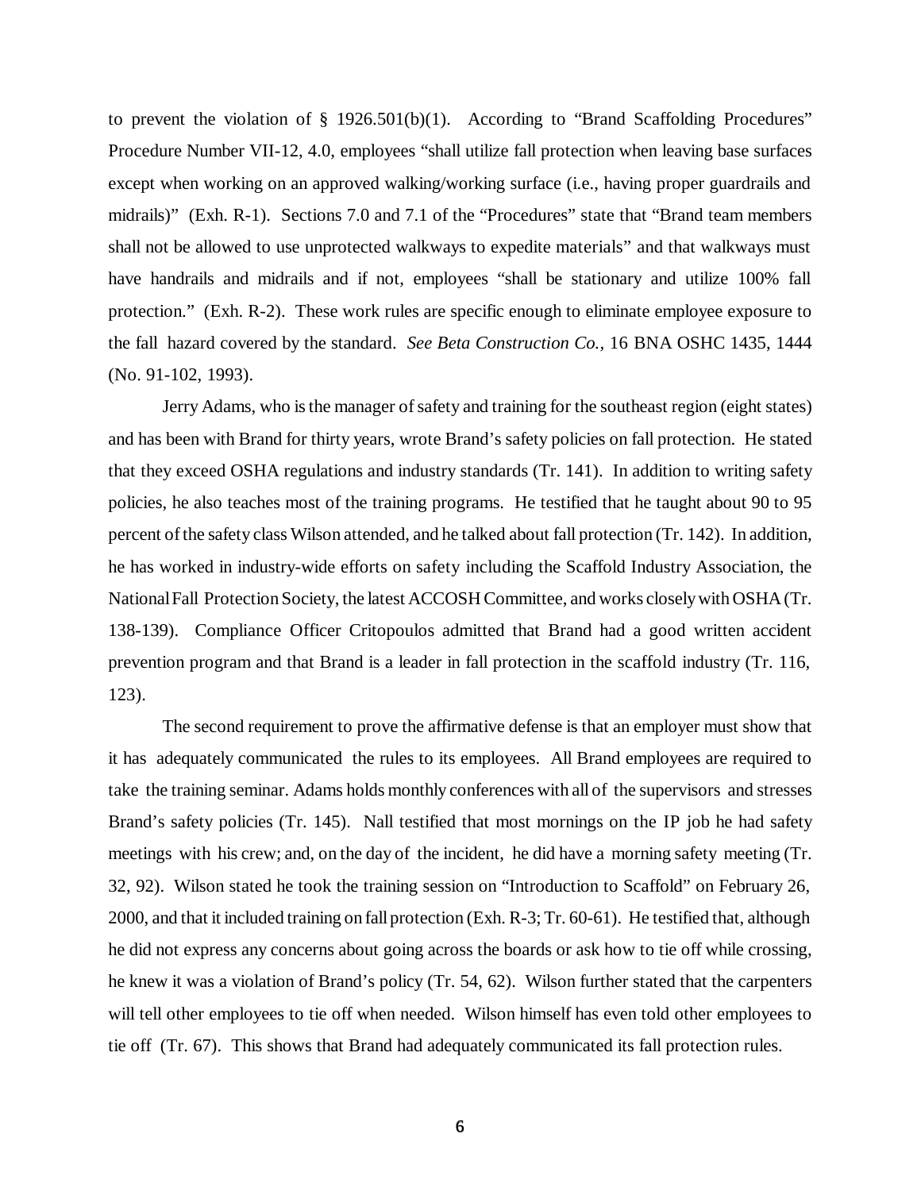to prevent the violation of § 1926.501(b)(1). According to "Brand Scaffolding Procedures" Procedure Number VII-12, 4.0, employees "shall utilize fall protection when leaving base surfaces except when working on an approved walking/working surface (i.e., having proper guardrails and midrails)" (Exh. R-1). Sections 7.0 and 7.1 of the "Procedures" state that "Brand team members shall not be allowed to use unprotected walkways to expedite materials" and that walkways must have handrails and midrails and if not, employees "shall be stationary and utilize 100% fall protection." (Exh. R-2). These work rules are specific enough to eliminate employee exposure to the fall hazard covered by the standard. *See Beta Construction Co.*, 16 BNA OSHC 1435, 1444 (No. 91-102, 1993).

Jerry Adams, who is the manager of safety and training for the southeast region (eight states) and has been with Brand for thirty years, wrote Brand's safety policies on fall protection. He stated that they exceed OSHA regulations and industry standards (Tr. 141). In addition to writing safety policies, he also teaches most of the training programs. He testified that he taught about 90 to 95 percent of the safety class Wilson attended, and he talked about fall protection (Tr. 142). In addition, he has worked in industry-wide efforts on safety including the Scaffold Industry Association, the National Fall Protection Society, the latest ACCOSH Committee, and works closely with OSHA (Tr. 138-139). Compliance Officer Critopoulos admitted that Brand had a good written accident prevention program and that Brand is a leader in fall protection in the scaffold industry (Tr. 116, 123).

The second requirement to prove the affirmative defense is that an employer must show that it has adequately communicated the rules to its employees. All Brand employees are required to take the training seminar. Adams holds monthly conferences with all of the supervisors and stresses Brand's safety policies (Tr. 145). Nall testified that most mornings on the IP job he had safety meetings with his crew; and, on the day of the incident, he did have a morning safety meeting (Tr. 32, 92). Wilson stated he took the training session on "Introduction to Scaffold" on February 26, 2000, and that it included training on fall protection (Exh. R-3; Tr. 60-61). He testified that, although he did not express any concerns about going across the boards or ask how to tie off while crossing, he knew it was a violation of Brand's policy (Tr. 54, 62). Wilson further stated that the carpenters will tell other employees to tie off when needed. Wilson himself has even told other employees to tie off (Tr. 67). This shows that Brand had adequately communicated its fall protection rules.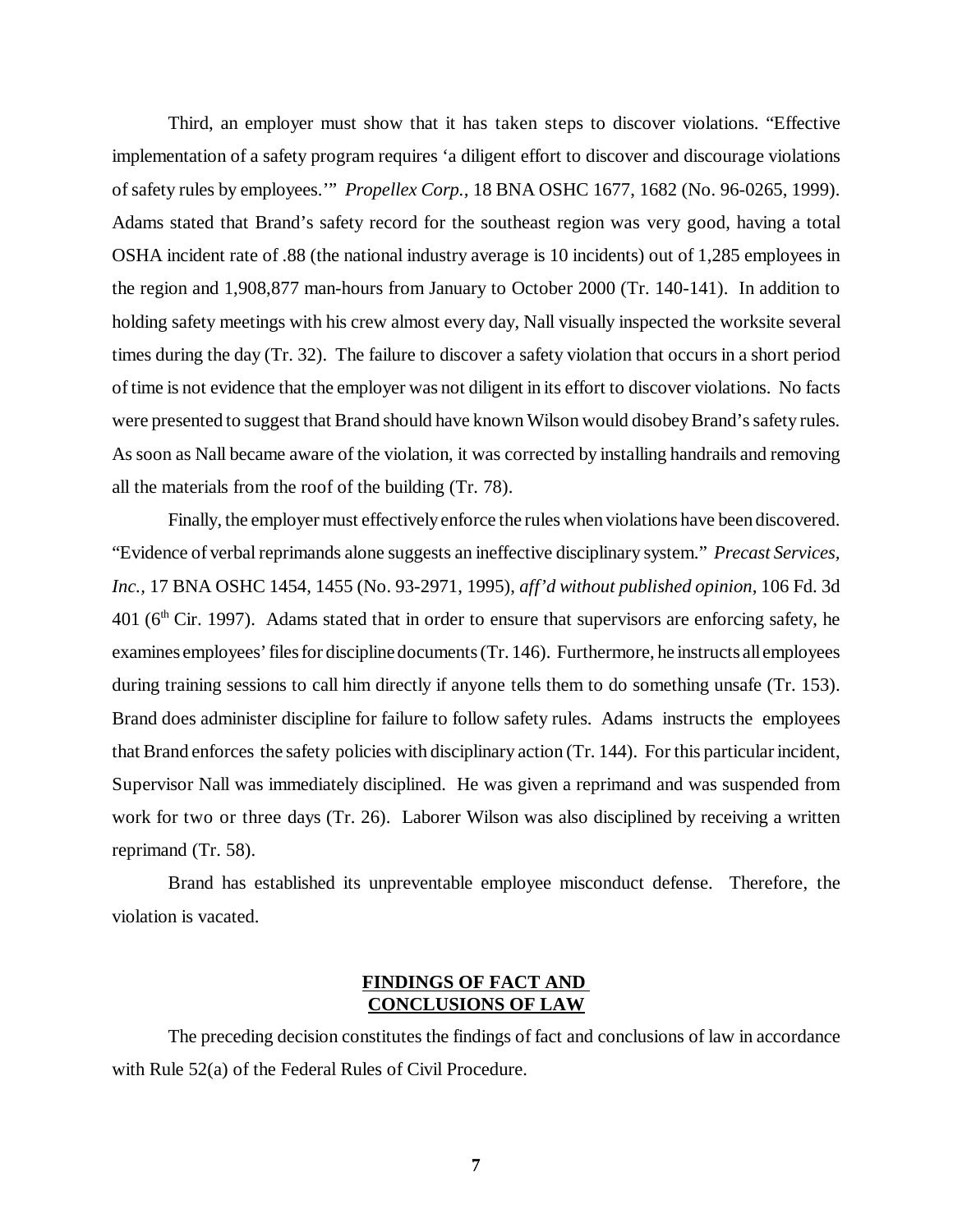Third, an employer must show that it has taken steps to discover violations. "Effective implementation of a safety program requires 'a diligent effort to discover and discourage violations of safety rules by employees.'" *Propellex Corp.*, 18 BNA OSHC 1677, 1682 (No. 96-0265, 1999). Adams stated that Brand's safety record for the southeast region was very good, having a total OSHA incident rate of .88 (the national industry average is 10 incidents) out of 1,285 employees in the region and 1,908,877 man-hours from January to October 2000 (Tr. 140-141). In addition to holding safety meetings with his crew almost every day, Nall visually inspected the worksite several times during the day (Tr. 32). The failure to discover a safety violation that occurs in a short period of time is not evidence that the employer was not diligent in its effort to discover violations. No facts were presented to suggest that Brand should have known Wilson would disobey Brand's safety rules. As soon as Nall became aware of the violation, it was corrected by installing handrails and removing all the materials from the roof of the building (Tr. 78).

Finally, the employer must effectively enforce the rules when violations have been discovered. "Evidence of verbal reprimands alone suggests an ineffective disciplinary system." *Precast Services, Inc.*, 17 BNA OSHC 1454, 1455 (No. 93-2971, 1995), *aff'd without published opinion*, 106 Fd. 3d 401 (6th Cir. 1997). Adams stated that in order to ensure that supervisors are enforcing safety, he examines employees' files for discipline documents (Tr. 146). Furthermore, he instructs all employees during training sessions to call him directly if anyone tells them to do something unsafe (Tr. 153). Brand does administer discipline for failure to follow safety rules. Adams instructs the employees that Brand enforces the safety policies with disciplinary action (Tr. 144). For this particular incident, Supervisor Nall was immediately disciplined. He was given a reprimand and was suspended from work for two or three days (Tr. 26). Laborer Wilson was also disciplined by receiving a written reprimand (Tr. 58).

Brand has established its unpreventable employee misconduct defense. Therefore, the violation is vacated.

## FINDINGS OF FACT AND CONCLUSIONS OF LAW

The preceding decision constitutes the findings of fact and conclusions of law in accordance with Rule 52(a) of the Federal Rules of Civil Procedure.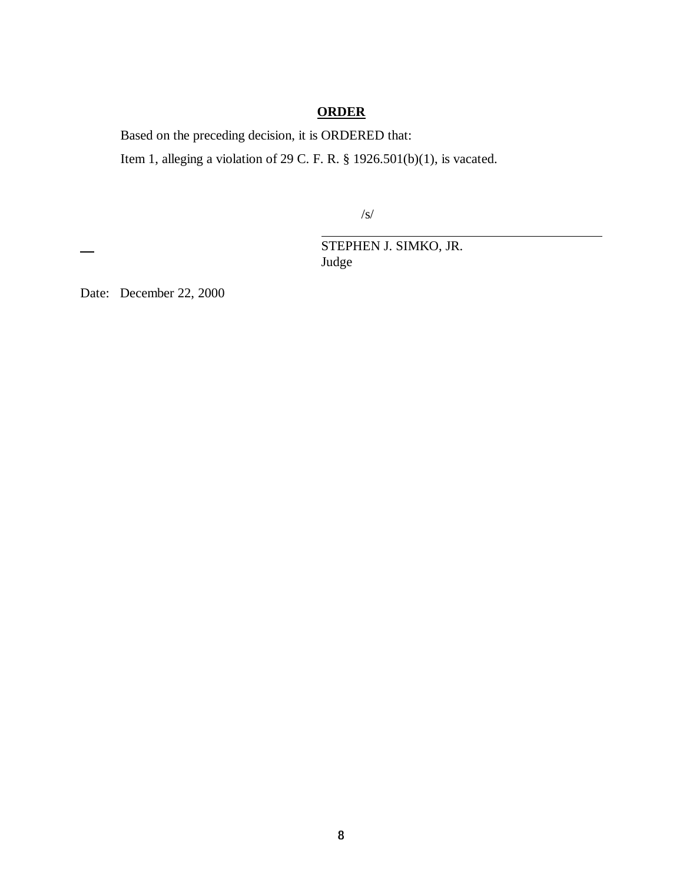**ORDER**

Based on the preceding decision, it is ORDERED that:

Item 1, alleging a violation of 29 C. F. R. § 1926.501(b)(1), is vacated.

/s/

STEPHEN J. SIMKO, JR.
Judge

Date: December 22, 2000